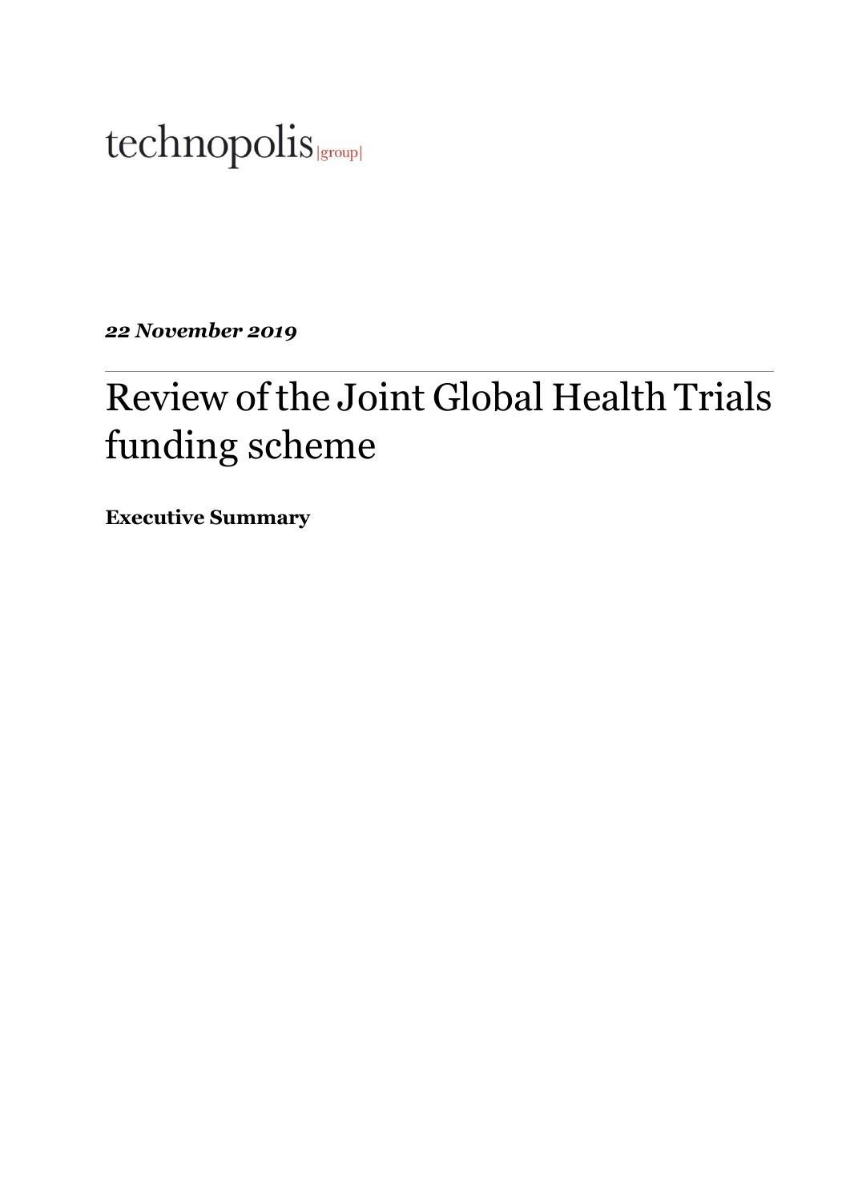technopolis |group|

***22 November 2019***

# Review of the Joint Global Health Trials funding scheme

**Executive Summary**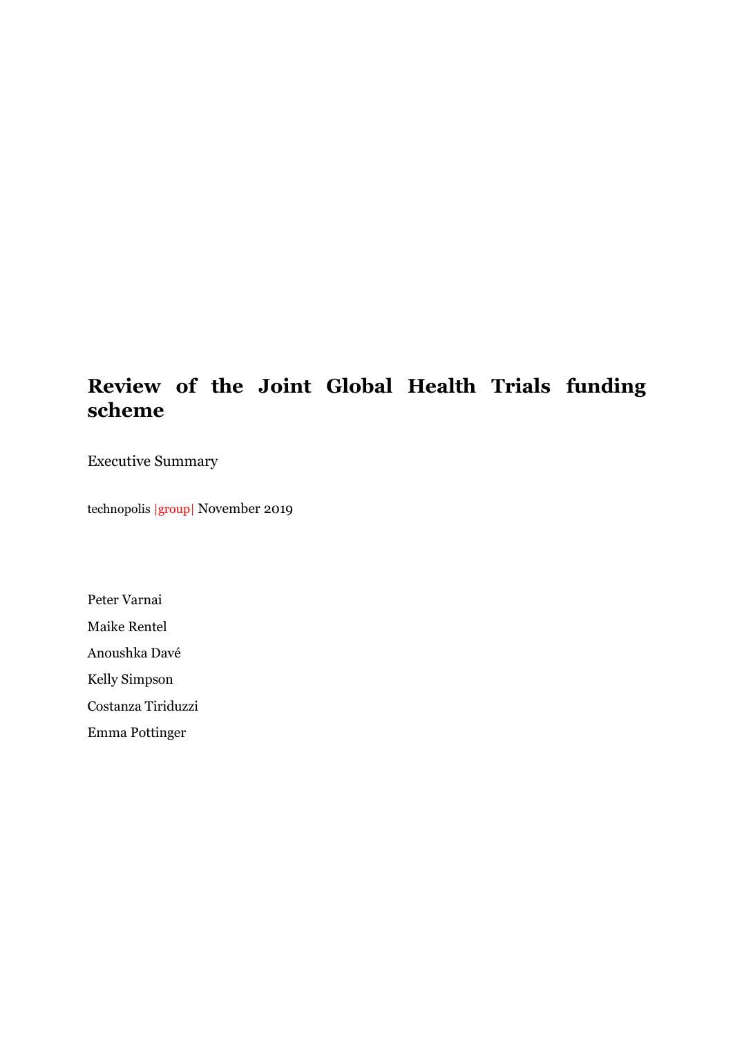# Review of the Joint Global Health Trials funding scheme

Executive Summary

technopolis |group| November 2019

Peter Varnai

Maike Rentel

Anoushka Davé

Kelly Simpson

Costanza Tiriduzzi

Emma Pottinger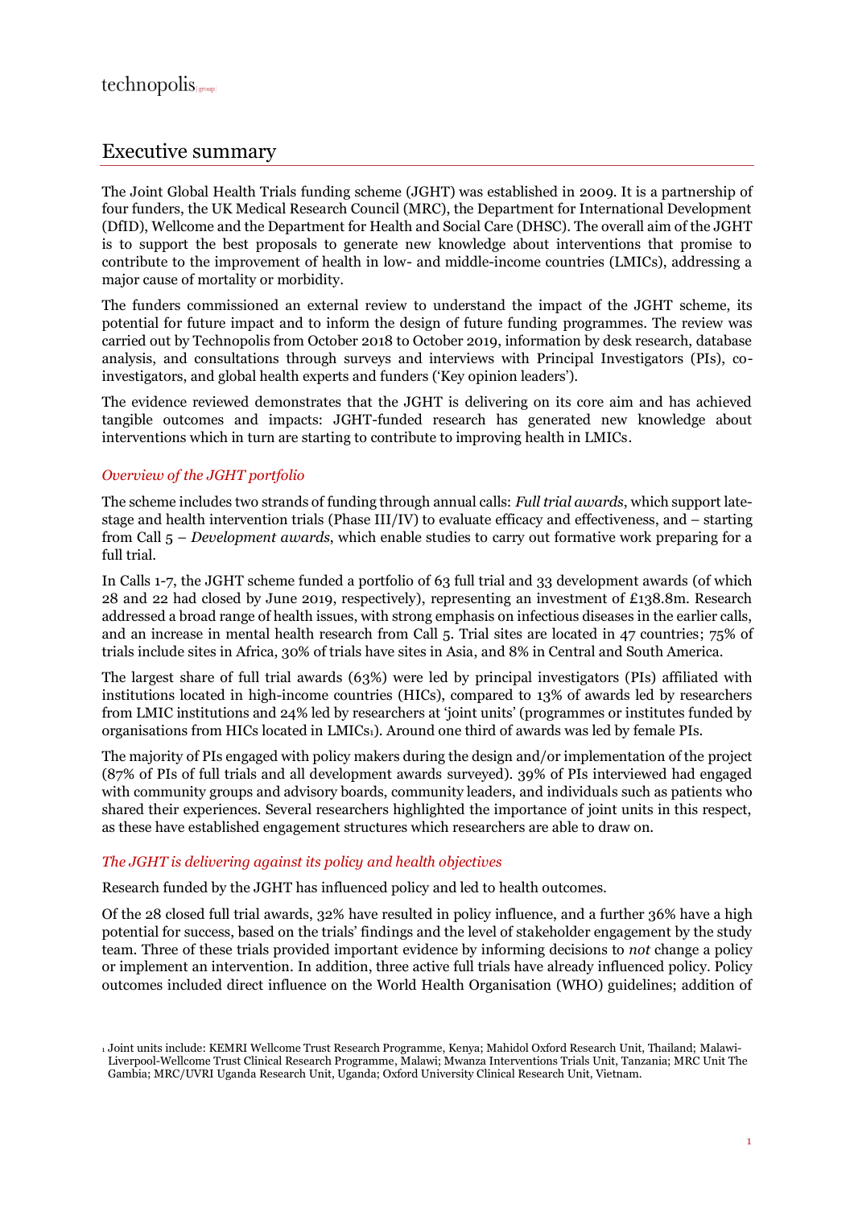# Executive summary

The Joint Global Health Trials funding scheme (JGHT) was established in 2009. It is a partnership of four funders, the UK Medical Research Council (MRC), the Department for International Development (DfID), Wellcome and the Department for Health and Social Care (DHSC). The overall aim of the JGHT is to support the best proposals to generate new knowledge about interventions that promise to contribute to the improvement of health in low- and middle-income countries (LMICs), addressing a major cause of mortality or morbidity.

The funders commissioned an external review to understand the impact of the JGHT scheme, its potential for future impact and to inform the design of future funding programmes. The review was carried out by Technopolis from October 2018 to October 2019, information by desk research, database analysis, and consultations through surveys and interviews with Principal Investigators (PIs), co-investigators, and global health experts and funders ('Key opinion leaders').

The evidence reviewed demonstrates that the JGHT is delivering on its core aim and has achieved tangible outcomes and impacts: JGHT-funded research has generated new knowledge about interventions which in turn are starting to contribute to improving health in LMICs.

### *Overview of the JGHT portfolio*

The scheme includes two strands of funding through annual calls: *Full trial awards*, which support late-stage and health intervention trials (Phase III/IV) to evaluate efficacy and effectiveness, and – starting from Call 5 – *Development awards*, which enable studies to carry out formative work preparing for a full trial.

In Calls 1-7, the JGHT scheme funded a portfolio of 63 full trial and 33 development awards (of which 28 and 22 had closed by June 2019, respectively), representing an investment of £138.8m. Research addressed a broad range of health issues, with strong emphasis on infectious diseases in the earlier calls, and an increase in mental health research from Call 5. Trial sites are located in 47 countries; 75% of trials include sites in Africa, 30% of trials have sites in Asia, and 8% in Central and South America.

The largest share of full trial awards (63%) were led by principal investigators (PIs) affiliated with institutions located in high-income countries (HICs), compared to 13% of awards led by researchers from LMIC institutions and 24% led by researchers at 'joint units' (programmes or institutes funded by organisations from HICs located in LMICs[1]). Around one third of awards was led by female PIs.

The majority of PIs engaged with policy makers during the design and/or implementation of the project (87% of PIs of full trials and all development awards surveyed). 39% of PIs interviewed had engaged with community groups and advisory boards, community leaders, and individuals such as patients who shared their experiences. Several researchers highlighted the importance of joint units in this respect, as these have established engagement structures which researchers are able to draw on.

### *The JGHT is delivering against its policy and health objectives*

Research funded by the JGHT has influenced policy and led to health outcomes.

Of the 28 closed full trial awards, 32% have resulted in policy influence, and a further 36% have a high potential for success, based on the trials' findings and the level of stakeholder engagement by the study team. Three of these trials provided important evidence by informing decisions to *not* change a policy or implement an intervention. In addition, three active full trials have already influenced policy. Policy outcomes included direct influence on the World Health Organisation (WHO) guidelines; addition of

[1] Joint units include: KEMRI Wellcome Trust Research Programme, Kenya; Mahidol Oxford Research Unit, Thailand; Malawi-Liverpool-Wellcome Trust Clinical Research Programme, Malawi; Mwanza Interventions Trials Unit, Tanzania; MRC Unit The Gambia; MRC/UVRI Uganda Research Unit, Uganda; Oxford University Clinical Research Unit, Vietnam.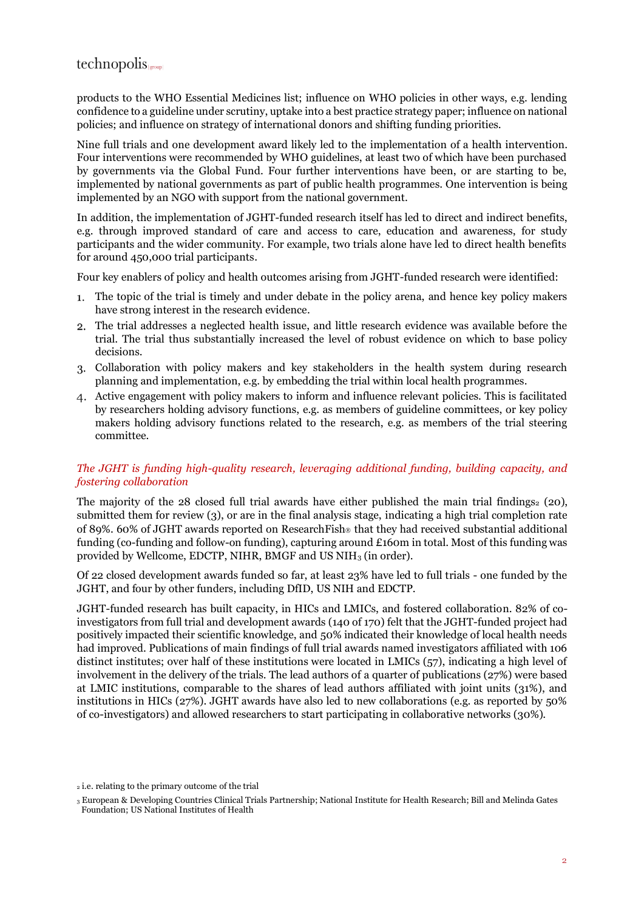products to the WHO Essential Medicines list; influence on WHO policies in other ways, e.g. lending confidence to a guideline under scrutiny, uptake into a best practice strategy paper; influence on national policies; and influence on strategy of international donors and shifting funding priorities.

Nine full trials and one development award likely led to the implementation of a health intervention. Four interventions were recommended by WHO guidelines, at least two of which have been purchased by governments via the Global Fund. Four further interventions have been, or are starting to be, implemented by national governments as part of public health programmes. One intervention is being implemented by an NGO with support from the national government.

In addition, the implementation of JGHT-funded research itself has led to direct and indirect benefits, e.g. through improved standard of care and access to care, education and awareness, for study participants and the wider community. For example, two trials alone have led to direct health benefits for around 450,000 trial participants.

Four key enablers of policy and health outcomes arising from JGHT-funded research were identified:

1. The topic of the trial is timely and under debate in the policy arena, and hence key policy makers have strong interest in the research evidence.
2. The trial addresses a neglected health issue, and little research evidence was available before the trial. The trial thus substantially increased the level of robust evidence on which to base policy decisions.
3. Collaboration with policy makers and key stakeholders in the health system during research planning and implementation, e.g. by embedding the trial within local health programmes.
4. Active engagement with policy makers to inform and influence relevant policies. This is facilitated by researchers holding advisory functions, e.g. as members of guideline committees, or key policy makers holding advisory functions related to the research, e.g. as members of the trial steering committee.

### *The JGHT is funding high-quality research, leveraging additional funding, building capacity, and fostering collaboration*

The majority of the 28 closed full trial awards have either published the main trial findings[2] (20), submitted them for review (3), or are in the final analysis stage, indicating a high trial completion rate of 89%. 60% of JGHT awards reported on ResearchFish® that they had received substantial additional funding (co-funding and follow-on funding), capturing around £160m in total. Most of this funding was provided by Wellcome, EDCTP, NIHR, BMGF and US NIH[3] (in order).

Of 22 closed development awards funded so far, at least 23% have led to full trials - one funded by the JGHT, and four by other funders, including DfID, US NIH and EDCTP.

JGHT-funded research has built capacity, in HICs and LMICs, and fostered collaboration. 82% of co-investigators from full trial and development awards (140 of 170) felt that the JGHT-funded project had positively impacted their scientific knowledge, and 50% indicated their knowledge of local health needs had improved. Publications of main findings of full trial awards named investigators affiliated with 106 distinct institutes; over half of these institutions were located in LMICs (57), indicating a high level of involvement in the delivery of the trials. The lead authors of a quarter of publications (27%) were based at LMIC institutions, comparable to the shares of lead authors affiliated with joint units (31%), and institutions in HICs (27%). JGHT awards have also led to new collaborations (e.g. as reported by 50% of co-investigators) and allowed researchers to start participating in collaborative networks (30%).

[2] i.e. relating to the primary outcome of the trial

[3] European & Developing Countries Clinical Trials Partnership; National Institute for Health Research; Bill and Melinda Gates Foundation; US National Institutes of Health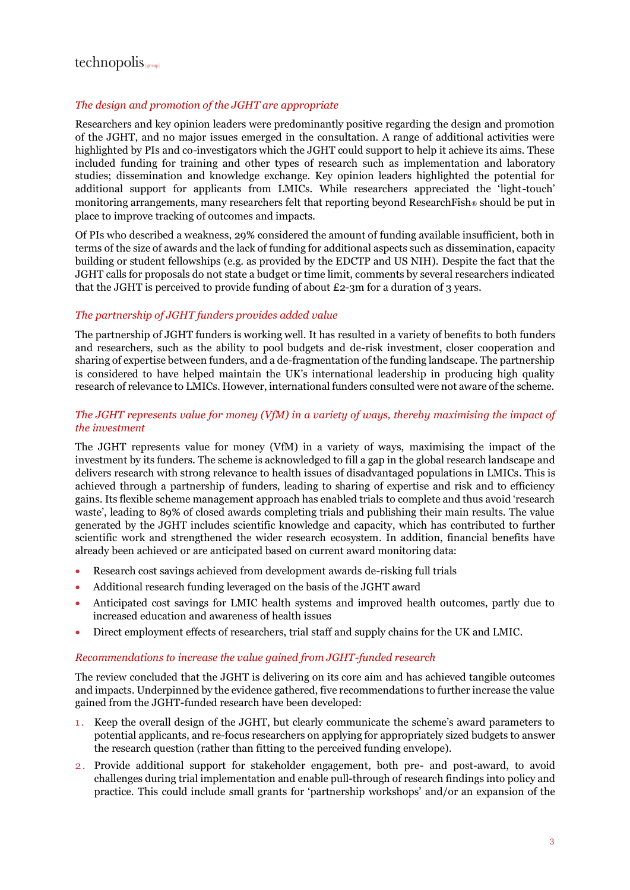*The design and promotion of the JGHT are appropriate*

Researchers and key opinion leaders were predominantly positive regarding the design and promotion of the JGHT, and no major issues emerged in the consultation. A range of additional activities were highlighted by PIs and co-investigators which the JGHT could support to help it achieve its aims. These included funding for training and other types of research such as implementation and laboratory studies; dissemination and knowledge exchange. Key opinion leaders highlighted the potential for additional support for applicants from LMICs. While researchers appreciated the 'light-touch' monitoring arrangements, many researchers felt that reporting beyond ResearchFish® should be put in place to improve tracking of outcomes and impacts.

Of PIs who described a weakness, 29% considered the amount of funding available insufficient, both in terms of the size of awards and the lack of funding for additional aspects such as dissemination, capacity building or student fellowships (e.g. as provided by the EDCTP and US NIH). Despite the fact that the JGHT calls for proposals do not state a budget or time limit, comments by several researchers indicated that the JGHT is perceived to provide funding of about £2-3m for a duration of 3 years.

*The partnership of JGHT funders provides added value*

The partnership of JGHT funders is working well. It has resulted in a variety of benefits to both funders and researchers, such as the ability to pool budgets and de-risk investment, closer cooperation and sharing of expertise between funders, and a de-fragmentation of the funding landscape. The partnership is considered to have helped maintain the UK's international leadership in producing high quality research of relevance to LMICs. However, international funders consulted were not aware of the scheme.

*The JGHT represents value for money (VfM) in a variety of ways, thereby maximising the impact of the investment*

The JGHT represents value for money (VfM) in a variety of ways, maximising the impact of the investment by its funders. The scheme is acknowledged to fill a gap in the global research landscape and delivers research with strong relevance to health issues of disadvantaged populations in LMICs. This is achieved through a partnership of funders, leading to sharing of expertise and risk and to efficiency gains. Its flexible scheme management approach has enabled trials to complete and thus avoid 'research waste', leading to 89% of closed awards completing trials and publishing their main results. The value generated by the JGHT includes scientific knowledge and capacity, which has contributed to further scientific work and strengthened the wider research ecosystem. In addition, financial benefits have already been achieved or are anticipated based on current award monitoring data:

- Research cost savings achieved from development awards de-risking full trials
- Additional research funding leveraged on the basis of the JGHT award
- Anticipated cost savings for LMIC health systems and improved health outcomes, partly due to increased education and awareness of health issues
- Direct employment effects of researchers, trial staff and supply chains for the UK and LMIC.

*Recommendations to increase the value gained from JGHT-funded research*

The review concluded that the JGHT is delivering on its core aim and has achieved tangible outcomes and impacts. Underpinned by the evidence gathered, five recommendations to further increase the value gained from the JGHT-funded research have been developed:

1. Keep the overall design of the JGHT, but clearly communicate the scheme's award parameters to potential applicants, and re-focus researchers on applying for appropriately sized budgets to answer the research question (rather than fitting to the perceived funding envelope).
2. Provide additional support for stakeholder engagement, both pre- and post-award, to avoid challenges during trial implementation and enable pull-through of research findings into policy and practice. This could include small grants for 'partnership workshops' and/or an expansion of the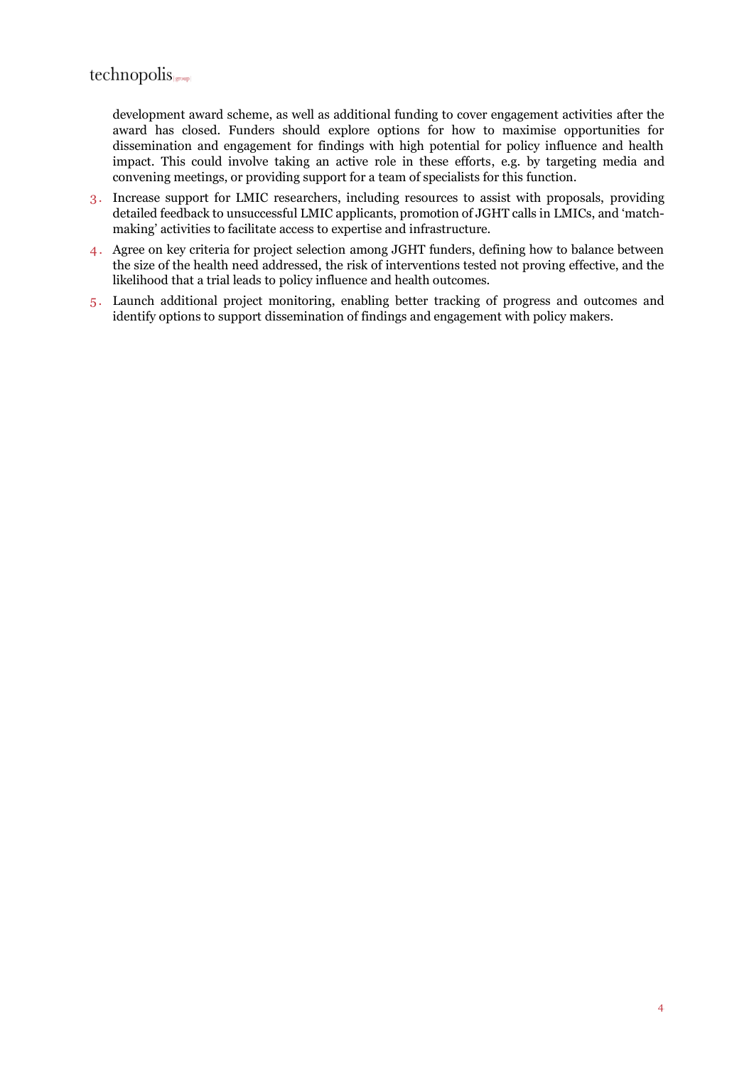development award scheme, as well as additional funding to cover engagement activities after the award has closed. Funders should explore options for how to maximise opportunities for dissemination and engagement for findings with high potential for policy influence and health impact. This could involve taking an active role in these efforts, e.g. by targeting media and convening meetings, or providing support for a team of specialists for this function.

3. Increase support for LMIC researchers, including resources to assist with proposals, providing detailed feedback to unsuccessful LMIC applicants, promotion of JGHT calls in LMICs, and 'match-making' activities to facilitate access to expertise and infrastructure.
4. Agree on key criteria for project selection among JGHT funders, defining how to balance between the size of the health need addressed, the risk of interventions tested not proving effective, and the likelihood that a trial leads to policy influence and health outcomes.
5. Launch additional project monitoring, enabling better tracking of progress and outcomes and identify options to support dissemination of findings and engagement with policy makers.